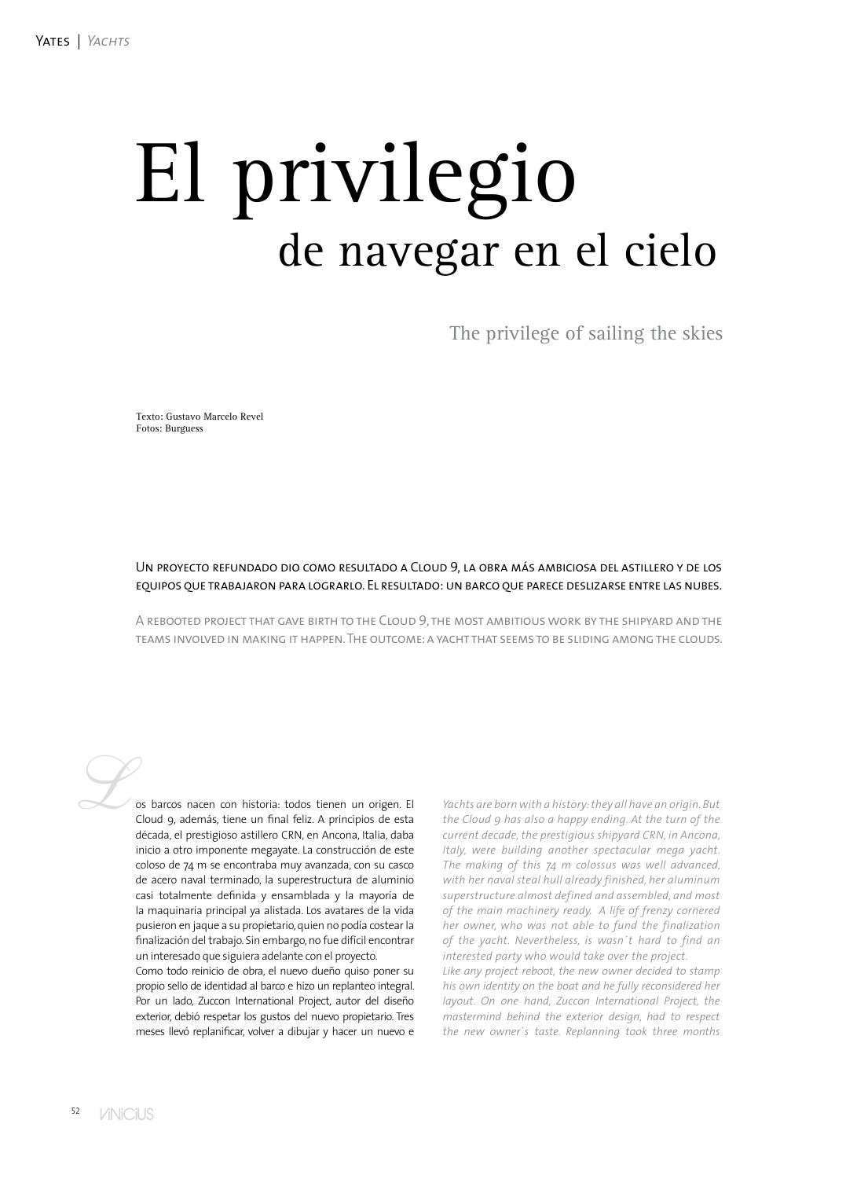# El privilegio de navegar en el cielo

## The privilege of sailing the skies

Texto: Gustavo Marcelo Revel
Fotos: Burguess

Un proyecto refundado dio como resultado a Cloud 9, la obra más ambiciosa del astillero y de los equipos que trabajaron para lograrlo. El resultado: un barco que parece deslizarse entre las nubes.

A rebooted project that gave birth to the Cloud 9, the most ambitious work by the shipyard and the teams involved in making it happen. The outcome: a yacht that seems to be sliding among the clouds.

Los barcos nacen con historia: todos tienen un origen. El Cloud 9, además, tiene un final feliz. A principios de esta década, el prestigioso astillero CRN, en Ancona, Italia, daba inicio a otro imponente megayate. La construcción de este coloso de 74 m se encontraba muy avanzada, con su casco de acero naval terminado, la superestructura de aluminio casi totalmente definida y ensamblada y la mayoría de la maquinaria principal ya alistada. Los avatares de la vida pusieron en jaque a su propietario, quien no podía costear la finalización del trabajo. Sin embargo, no fue difícil encontrar un interesado que siguiera adelante con el proyecto.

Como todo reinicio de obra, el nuevo dueño quiso poner su propio sello de identidad al barco e hizo un replanteo integral. Por un lado, Zuccon International Project, autor del diseño exterior, debió respetar los gustos del nuevo propietario. Tres meses llevó replanificar, volver a dibujar y hacer un nuevo e

*Yachts are born with a history: they all have an origin. But the Cloud 9 has also a happy ending. At the turn of the current decade, the prestigious shipyard CRN, in Ancona, Italy, were building another spectacular mega yacht. The making of this 74 m colossus was well advanced, with her naval steal hull already finished, her aluminum superstructure almost defined and assembled, and most of the main machinery ready. A life of frenzy cornered her owner, who was not able to fund the finalization of the yacht. Nevertheless, is wasn´t hard to find an interested party who would take over the project.*

*Like any project reboot, the new owner decided to stamp his own identity on the boat and he fully reconsidered her layout. On one hand, Zuccon International Project, the mastermind behind the exterior design, had to respect the new owner´s taste. Replanning took three months*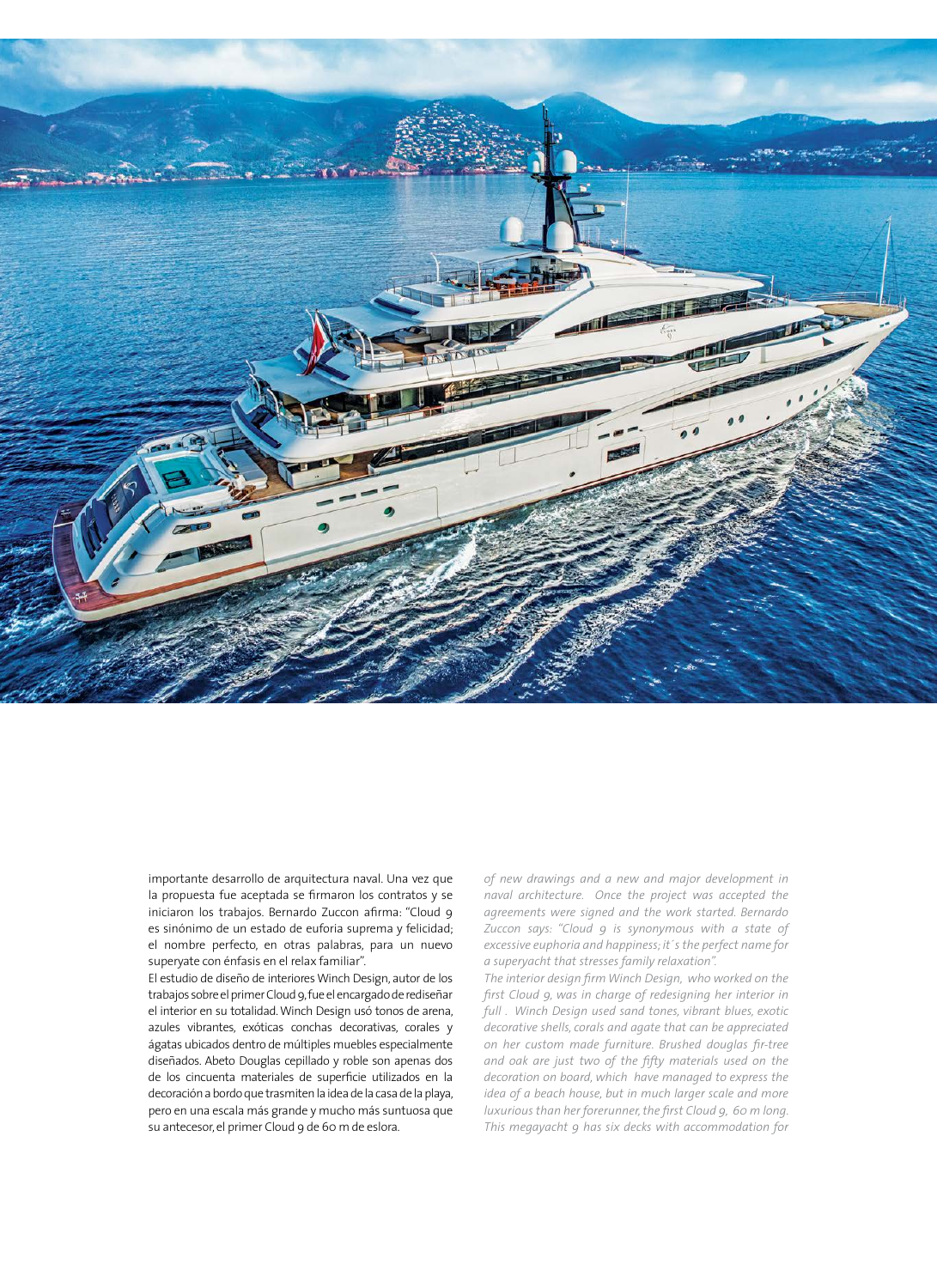importante desarrollo de arquitectura naval. Una vez que la propuesta fue aceptada se firmaron los contratos y se iniciaron los trabajos. Bernardo Zuccon afirma: "Cloud 9 es sinónimo de un estado de euforia suprema y felicidad; el nombre perfecto, en otras palabras, para un nuevo superyate con énfasis en el relax familiar".

El estudio de diseño de interiores Winch Design, autor de los trabajos sobre el primer Cloud 9, fue el encargado de rediseñar el interior en su totalidad. Winch Design usó tonos de arena, azules vibrantes, exóticas conchas decorativas, corales y ágatas ubicados dentro de múltiples muebles especialmente diseñados. Abeto Douglas cepillado y roble son apenas dos de los cincuenta materiales de superficie utilizados en la decoración a bordo que trasmiten la idea de la casa de la playa, pero en una escala más grande y mucho más suntuosa que su antecesor, el primer Cloud 9 de 60 m de eslora.

*of new drawings and a new and major development in naval architecture. Once the project was accepted the agreements were signed and the work started. Bernardo Zuccon says: "Cloud 9 is synonymous with a state of excessive euphoria and happiness; it´s the perfect name for a superyacht that stresses family relaxation".*

*The interior design firm Winch Design, who worked on the first Cloud 9, was in charge of redesigning her interior in full . Winch Design used sand tones, vibrant blues, exotic decorative shells, corals and agate that can be appreciated on her custom made furniture. Brushed douglas fir-tree and oak are just two of the fifty materials used on the decoration on board, which have managed to express the idea of a beach house, but in much larger scale and more luxurious than her forerunner, the first Cloud 9, 60 m long. This megayacht 9 has six decks with accommodation for*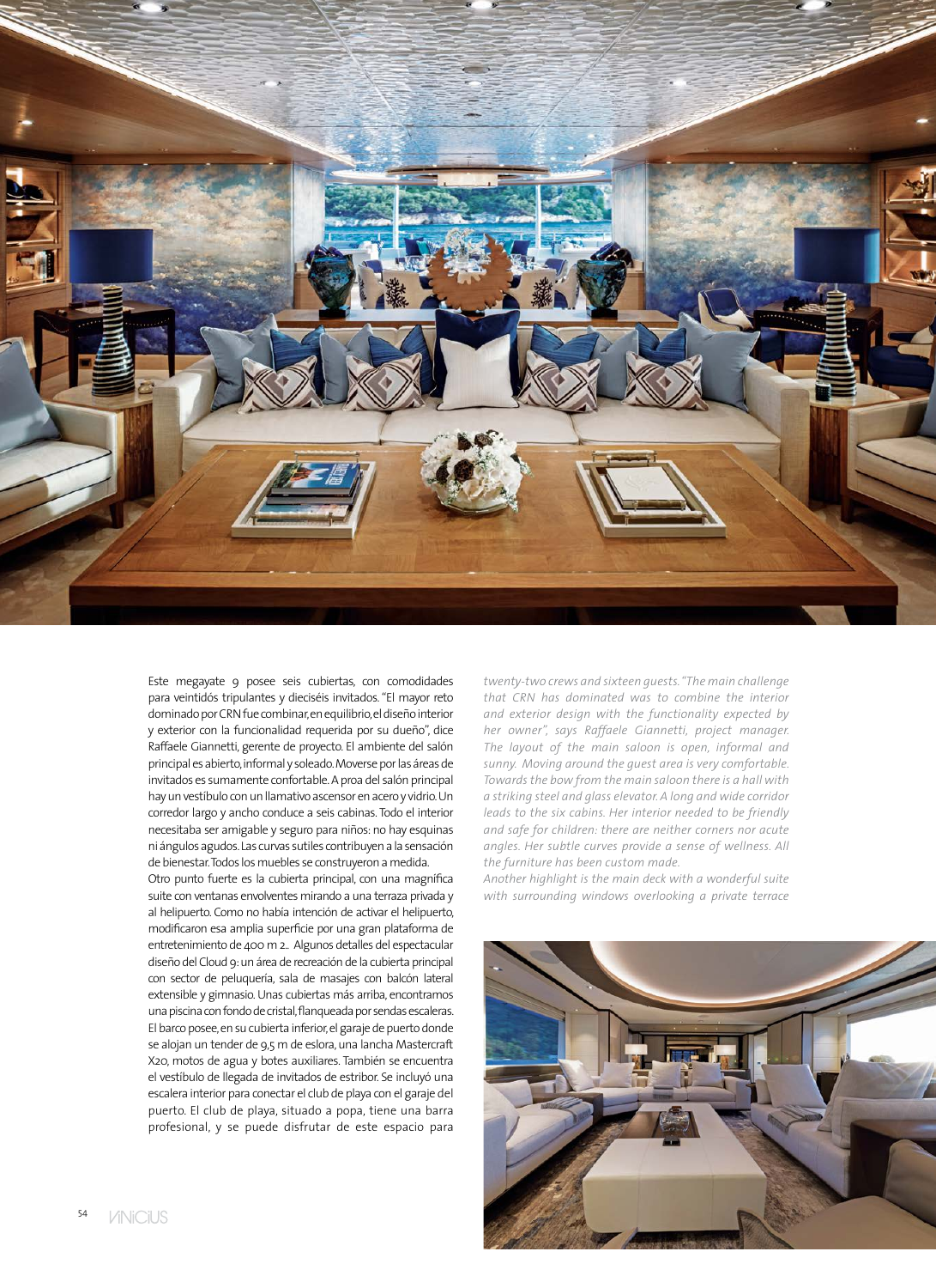Este megayate 9 posee seis cubiertas, con comodidades para veintidós tripulantes y dieciséis invitados. "El mayor reto dominado por CRN fue combinar, en equilibrio, el diseño interior y exterior con la funcionalidad requerida por su dueño", dice Raffaele Giannetti, gerente de proyecto. El ambiente del salón principal es abierto, informal y soleado. Moverse por las áreas de invitados es sumamente confortable. A proa del salón principal hay un vestíbulo con un llamativo ascensor en acero y vidrio. Un corredor largo y ancho conduce a seis cabinas. Todo el interior necesitaba ser amigable y seguro para niños: no hay esquinas ni ángulos agudos. Las curvas sutiles contribuyen a la sensación de bienestar. Todos los muebles se construyeron a medida.

Otro punto fuerte es la cubierta principal, con una magnífica suite con ventanas envolventes mirando a una terraza privada y al helipuerto. Como no había intención de activar el helipuerto, modificaron esa amplia superficie por una gran plataforma de entretenimiento de 400 m 2.. Algunos detalles del espectacular diseño del Cloud 9: un área de recreación de la cubierta principal con sector de peluquería, sala de masajes con balcón lateral extensible y gimnasio. Unas cubiertas más arriba, encontramos una piscina con fondo de cristal, flanqueada por sendas escaleras. El barco posee, en su cubierta inferior, el garaje de puerto donde se alojan un tender de 9,5 m de eslora, una lancha Mastercraft X20, motos de agua y botes auxiliares. También se encuentra el vestíbulo de llegada de invitados de estribor. Se incluyó una escalera interior para conectar el club de playa con el garaje del puerto. El club de playa, situado a popa, tiene una barra profesional, y se puede disfrutar de este espacio para

*twenty-two crews and sixteen guests. "The main challenge that CRN has dominated was to combine the interior and exterior design with the functionality expected by her owner", says Raffaele Giannetti, project manager. The layout of the main saloon is open, informal and sunny. Moving around the guest area is very comfortable. Towards the bow from the main saloon there is a hall with a striking steel and glass elevator. A long and wide corridor leads to the six cabins. Her interior needed to be friendly and safe for children: there are neither corners nor acute angles. Her subtle curves provide a sense of wellness. All the furniture has been custom made.*

*Another highlight is the main deck with a wonderful suite with surrounding windows overlooking a private terrace*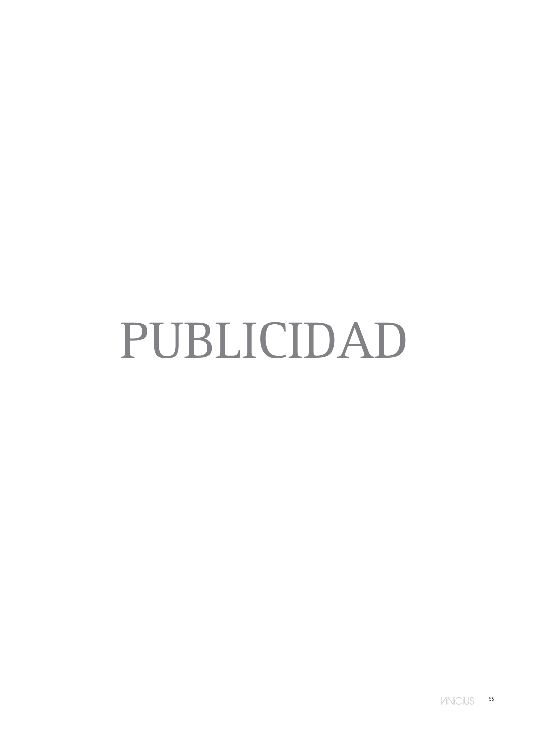PUBLICIDAD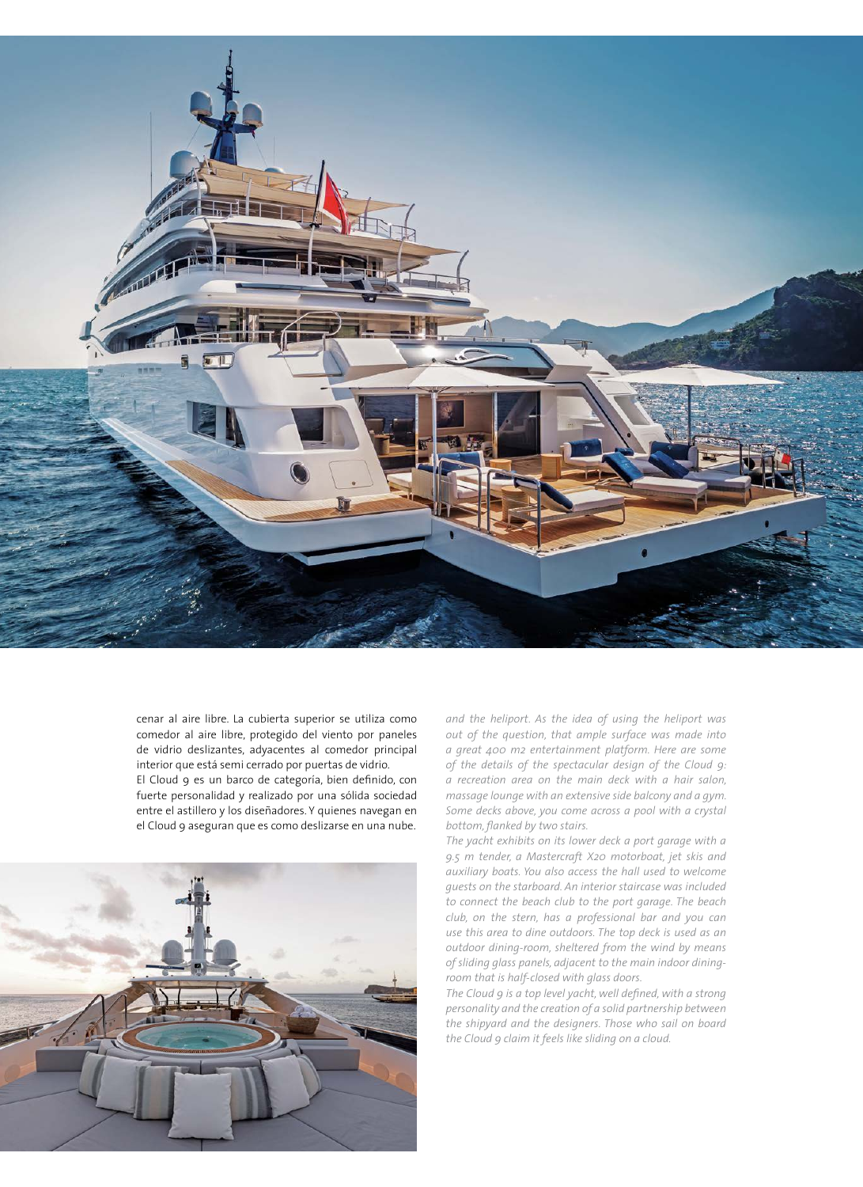cenar al aire libre. La cubierta superior se utiliza como comedor al aire libre, protegido del viento por paneles de vidrio deslizantes, adyacentes al comedor principal interior que está semi cerrado por puertas de vidrio.

El Cloud 9 es un barco de categoría, bien definido, con fuerte personalidad y realizado por una sólida sociedad entre el astillero y los diseñadores. Y quienes navegan en el Cloud 9 aseguran que es como deslizarse en una nube.

*and the heliport. As the idea of using the heliport was out of the question, that ample surface was made into a great 400 m2 entertainment platform. Here are some of the details of the spectacular design of the Cloud 9: a recreation area on the main deck with a hair salon, massage lounge with an extensive side balcony and a gym. Some decks above, you come across a pool with a crystal bottom, flanked by two stairs.*

*The yacht exhibits on its lower deck a port garage with a 9.5 m tender, a Mastercraft X20 motorboat, jet skis and auxiliary boats. You also access the hall used to welcome guests on the starboard. An interior staircase was included to connect the beach club to the port garage. The beach club, on the stern, has a professional bar and you can use this area to dine outdoors. The top deck is used as an outdoor dining-room, sheltered from the wind by means of sliding glass panels, adjacent to the main indoor dining-room that is half-closed with glass doors.*

*The Cloud 9 is a top level yacht, well defined, with a strong personality and the creation of a solid partnership between the shipyard and the designers. Those who sail on board the Cloud 9 claim it feels like sliding on a cloud.*